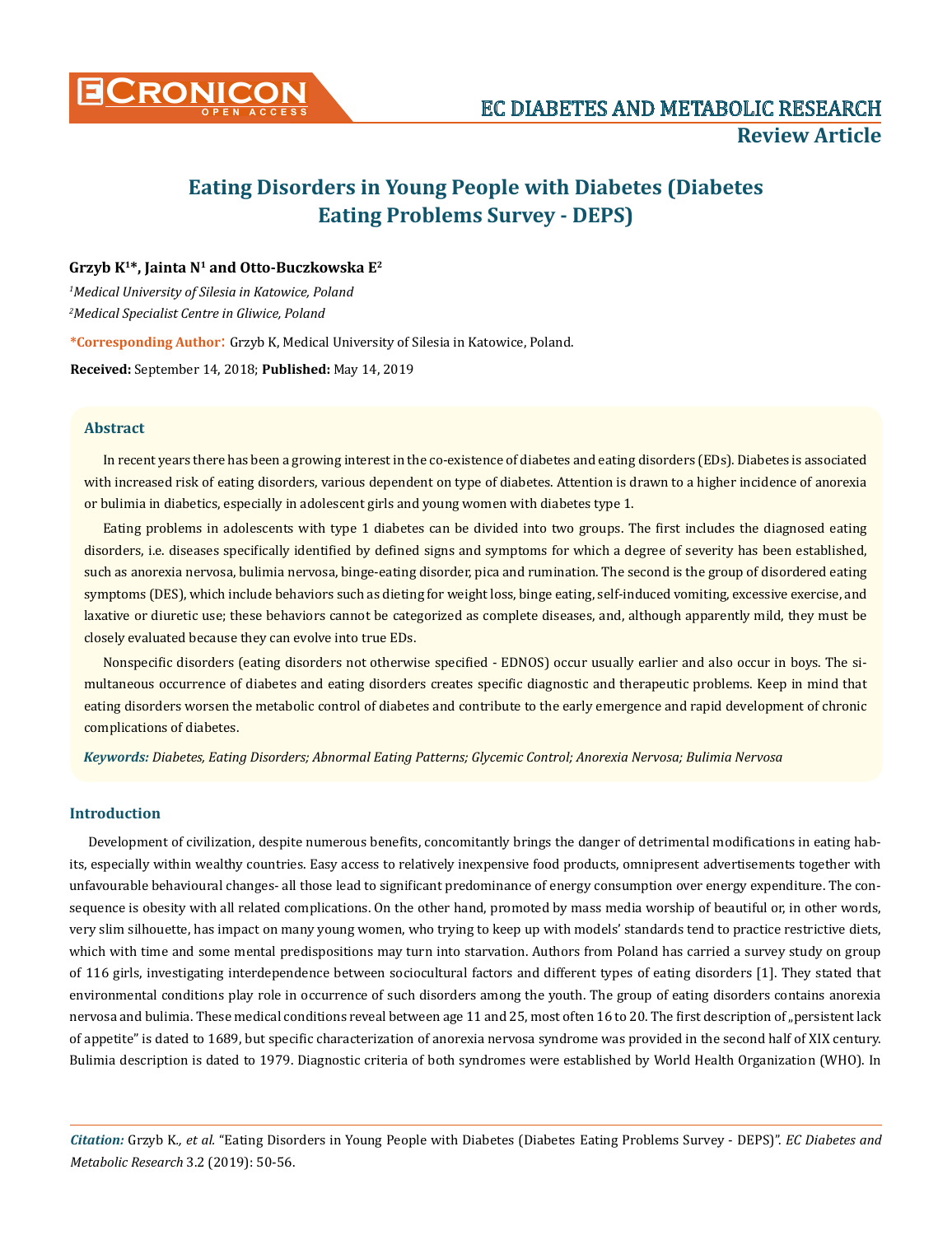# Eating Disorders in Young People with Diabetes (Diabetes Eating Problems Survey - DEPS)

**Grzyb K[1]*, Jainta N[1] and Otto-Buczkowska E[2]**

*[1]Medical University of Silesia in Katowice, Poland*

*[2]Medical Specialist Centre in Gliwice, Poland*

**\*Corresponding Author:** Grzyb K, Medical University of Silesia in Katowice, Poland.

**Received:** September 14, 2018; **Published:** May 14, 2019

## Abstract

In recent years there has been a growing interest in the co-existence of diabetes and eating disorders (EDs). Diabetes is associated with increased risk of eating disorders, various dependent on type of diabetes. Attention is drawn to a higher incidence of anorexia or bulimia in diabetics, especially in adolescent girls and young women with diabetes type 1.

Eating problems in adolescents with type 1 diabetes can be divided into two groups. The first includes the diagnosed eating disorders, i.e. diseases specifically identified by defined signs and symptoms for which a degree of severity has been established, such as anorexia nervosa, bulimia nervosa, binge-eating disorder, pica and rumination. The second is the group of disordered eating symptoms (DES), which include behaviors such as dieting for weight loss, binge eating, self-induced vomiting, excessive exercise, and laxative or diuretic use; these behaviors cannot be categorized as complete diseases, and, although apparently mild, they must be closely evaluated because they can evolve into true EDs.

Nonspecific disorders (eating disorders not otherwise specified - EDNOS) occur usually earlier and also occur in boys. The simultaneous occurrence of diabetes and eating disorders creates specific diagnostic and therapeutic problems. Keep in mind that eating disorders worsen the metabolic control of diabetes and contribute to the early emergence and rapid development of chronic complications of diabetes.

***Keywords:*** *Diabetes, Eating Disorders; Abnormal Eating Patterns; Glycemic Control; Anorexia Nervosa; Bulimia Nervosa*

## Introduction

Development of civilization, despite numerous benefits, concomitantly brings the danger of detrimental modifications in eating habits, especially within wealthy countries. Easy access to relatively inexpensive food products, omnipresent advertisements together with unfavourable behavioural changes- all those lead to significant predominance of energy consumption over energy expenditure. The consequence is obesity with all related complications. On the other hand, promoted by mass media worship of beautiful or, in other words, very slim silhouette, has impact on many young women, who trying to keep up with models' standards tend to practice restrictive diets, which with time and some mental predispositions may turn into starvation. Authors from Poland has carried a survey study on group of 116 girls, investigating interdependence between sociocultural factors and different types of eating disorders [1]. They stated that environmental conditions play role in occurrence of such disorders among the youth. The group of eating disorders contains anorexia nervosa and bulimia. These medical conditions reveal between age 11 and 25, most often 16 to 20. The first description of „persistent lack of appetite" is dated to 1689, but specific characterization of anorexia nervosa syndrome was provided in the second half of XIX century. Bulimia description is dated to 1979. Diagnostic criteria of both syndromes were established by World Health Organization (WHO). In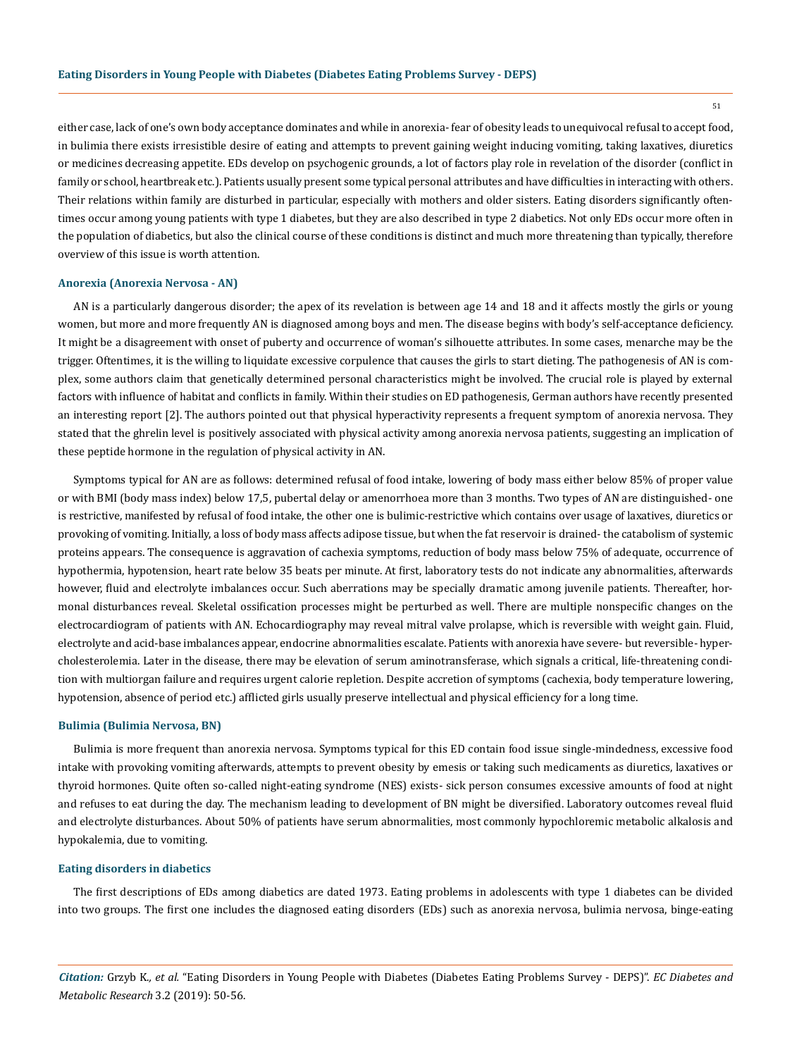either case, lack of one's own body acceptance dominates and while in anorexia- fear of obesity leads to unequivocal refusal to accept food, in bulimia there exists irresistible desire of eating and attempts to prevent gaining weight inducing vomiting, taking laxatives, diuretics or medicines decreasing appetite. EDs develop on psychogenic grounds, a lot of factors play role in revelation of the disorder (conflict in family or school, heartbreak etc.). Patients usually present some typical personal attributes and have difficulties in interacting with others. Their relations within family are disturbed in particular, especially with mothers and older sisters. Eating disorders significantly oftentimes occur among young patients with type 1 diabetes, but they are also described in type 2 diabetics. Not only EDs occur more often in the population of diabetics, but also the clinical course of these conditions is distinct and much more threatening than typically, therefore overview of this issue is worth attention.

### Anorexia (Anorexia Nervosa - AN)

AN is a particularly dangerous disorder; the apex of its revelation is between age 14 and 18 and it affects mostly the girls or young women, but more and more frequently AN is diagnosed among boys and men. The disease begins with body's self-acceptance deficiency. It might be a disagreement with onset of puberty and occurrence of woman's silhouette attributes. In some cases, menarche may be the trigger. Oftentimes, it is the willing to liquidate excessive corpulence that causes the girls to start dieting. The pathogenesis of AN is complex, some authors claim that genetically determined personal characteristics might be involved. The crucial role is played by external factors with influence of habitat and conflicts in family. Within their studies on ED pathogenesis, German authors have recently presented an interesting report [2]. The authors pointed out that physical hyperactivity represents a frequent symptom of anorexia nervosa. They stated that the ghrelin level is positively associated with physical activity among anorexia nervosa patients, suggesting an implication of these peptide hormone in the regulation of physical activity in AN.

Symptoms typical for AN are as follows: determined refusal of food intake, lowering of body mass either below 85% of proper value or with BMI (body mass index) below 17,5, pubertal delay or amenorrhoea more than 3 months. Two types of AN are distinguished- one is restrictive, manifested by refusal of food intake, the other one is bulimic-restrictive which contains over usage of laxatives, diuretics or provoking of vomiting. Initially, a loss of body mass affects adipose tissue, but when the fat reservoir is drained- the catabolism of systemic proteins appears. The consequence is aggravation of cachexia symptoms, reduction of body mass below 75% of adequate, occurrence of hypothermia, hypotension, heart rate below 35 beats per minute. At first, laboratory tests do not indicate any abnormalities, afterwards however, fluid and electrolyte imbalances occur. Such aberrations may be specially dramatic among juvenile patients. Thereafter, hormonal disturbances reveal. Skeletal ossification processes might be perturbed as well. There are multiple nonspecific changes on the electrocardiogram of patients with AN. Echocardiography may reveal mitral valve prolapse, which is reversible with weight gain. Fluid, electrolyte and acid-base imbalances appear, endocrine abnormalities escalate. Patients with anorexia have severe- but reversible- hypercholesterolemia. Later in the disease, there may be elevation of serum aminotransferase, which signals a critical, life-threatening condition with multiorgan failure and requires urgent calorie repletion. Despite accretion of symptoms (cachexia, body temperature lowering, hypotension, absence of period etc.) afflicted girls usually preserve intellectual and physical efficiency for a long time.

### Bulimia (Bulimia Nervosa, BN)

Bulimia is more frequent than anorexia nervosa. Symptoms typical for this ED contain food issue single-mindedness, excessive food intake with provoking vomiting afterwards, attempts to prevent obesity by emesis or taking such medicaments as diuretics, laxatives or thyroid hormones. Quite often so-called night-eating syndrome (NES) exists- sick person consumes excessive amounts of food at night and refuses to eat during the day. The mechanism leading to development of BN might be diversified. Laboratory outcomes reveal fluid and electrolyte disturbances. About 50% of patients have serum abnormalities, most commonly hypochloremic metabolic alkalosis and hypokalemia, due to vomiting.

### Eating disorders in diabetics

The first descriptions of EDs among diabetics are dated 1973. Eating problems in adolescents with type 1 diabetes can be divided into two groups. The first one includes the diagnosed eating disorders (EDs) such as anorexia nervosa, bulimia nervosa, binge-eating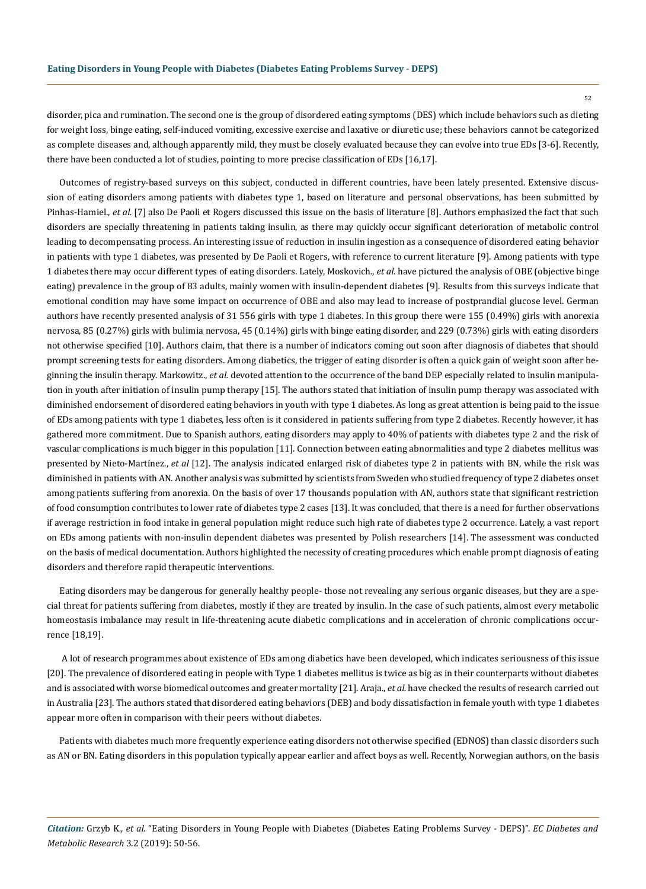disorder, pica and rumination. The second one is the group of disordered eating symptoms (DES) which include behaviors such as dieting for weight loss, binge eating, self-induced vomiting, excessive exercise and laxative or diuretic use; these behaviors cannot be categorized as complete diseases and, although apparently mild, they must be closely evaluated because they can evolve into true EDs [3-6]. Recently, there have been conducted a lot of studies, pointing to more precise classification of EDs [16,17].

Outcomes of registry-based surveys on this subject, conducted in different countries, have been lately presented. Extensive discussion of eating disorders among patients with diabetes type 1, based on literature and personal observations, has been submitted by Pinhas-Hamiel., *et al.* [7] also De Paoli et Rogers discussed this issue on the basis of literature [8]. Authors emphasized the fact that such disorders are specially threatening in patients taking insulin, as there may quickly occur significant deterioration of metabolic control leading to decompensating process. An interesting issue of reduction in insulin ingestion as a consequence of disordered eating behavior in patients with type 1 diabetes, was presented by De Paoli et Rogers, with reference to current literature [9]. Among patients with type 1 diabetes there may occur different types of eating disorders. Lately, Moskovich., *et al.* have pictured the analysis of OBE (objective binge eating) prevalence in the group of 83 adults, mainly women with insulin-dependent diabetes [9]. Results from this surveys indicate that emotional condition may have some impact on occurrence of OBE and also may lead to increase of postprandial glucose level. German authors have recently presented analysis of 31 556 girls with type 1 diabetes. In this group there were 155 (0.49%) girls with anorexia nervosa, 85 (0.27%) girls with bulimia nervosa, 45 (0.14%) girls with binge eating disorder, and 229 (0.73%) girls with eating disorders not otherwise specified [10]. Authors claim, that there is a number of indicators coming out soon after diagnosis of diabetes that should prompt screening tests for eating disorders. Among diabetics, the trigger of eating disorder is often a quick gain of weight soon after beginning the insulin therapy. Markowitz., *et al.* devoted attention to the occurrence of the band DEP especially related to insulin manipulation in youth after initiation of insulin pump therapy [15]. The authors stated that initiation of insulin pump therapy was associated with diminished endorsement of disordered eating behaviors in youth with type 1 diabetes. As long as great attention is being paid to the issue of EDs among patients with type 1 diabetes, less often is it considered in patients suffering from type 2 diabetes. Recently however, it has gathered more commitment. Due to Spanish authors, eating disorders may apply to 40% of patients with diabetes type 2 and the risk of vascular complications is much bigger in this population [11]. Connection between eating abnormalities and type 2 diabetes mellitus was presented by Nieto-Martínez., *et al* [12]. The analysis indicated enlarged risk of diabetes type 2 in patients with BN, while the risk was diminished in patients with AN. Another analysis was submitted by scientists from Sweden who studied frequency of type 2 diabetes onset among patients suffering from anorexia. On the basis of over 17 thousands population with AN, authors state that significant restriction of food consumption contributes to lower rate of diabetes type 2 cases [13]. It was concluded, that there is a need for further observations if average restriction in food intake in general population might reduce such high rate of diabetes type 2 occurrence. Lately, a vast report on EDs among patients with non-insulin dependent diabetes was presented by Polish researchers [14]. The assessment was conducted on the basis of medical documentation. Authors highlighted the necessity of creating procedures which enable prompt diagnosis of eating disorders and therefore rapid therapeutic interventions.

Eating disorders may be dangerous for generally healthy people- those not revealing any serious organic diseases, but they are a special threat for patients suffering from diabetes, mostly if they are treated by insulin. In the case of such patients, almost every metabolic homeostasis imbalance may result in life-threatening acute diabetic complications and in acceleration of chronic complications occurrence [18,19].

A lot of research programmes about existence of EDs among diabetics have been developed, which indicates seriousness of this issue [20]. The prevalence of disordered eating in people with Type 1 diabetes mellitus is twice as big as in their counterparts without diabetes and is associated with worse biomedical outcomes and greater mortality [21]. Araja., *et al.* have checked the results of research carried out in Australia [23]. The authors stated that disordered eating behaviors (DEB) and body dissatisfaction in female youth with type 1 diabetes appear more often in comparison with their peers without diabetes.

Patients with diabetes much more frequently experience eating disorders not otherwise specified (EDNOS) than classic disorders such as AN or BN. Eating disorders in this population typically appear earlier and affect boys as well. Recently, Norwegian authors, on the basis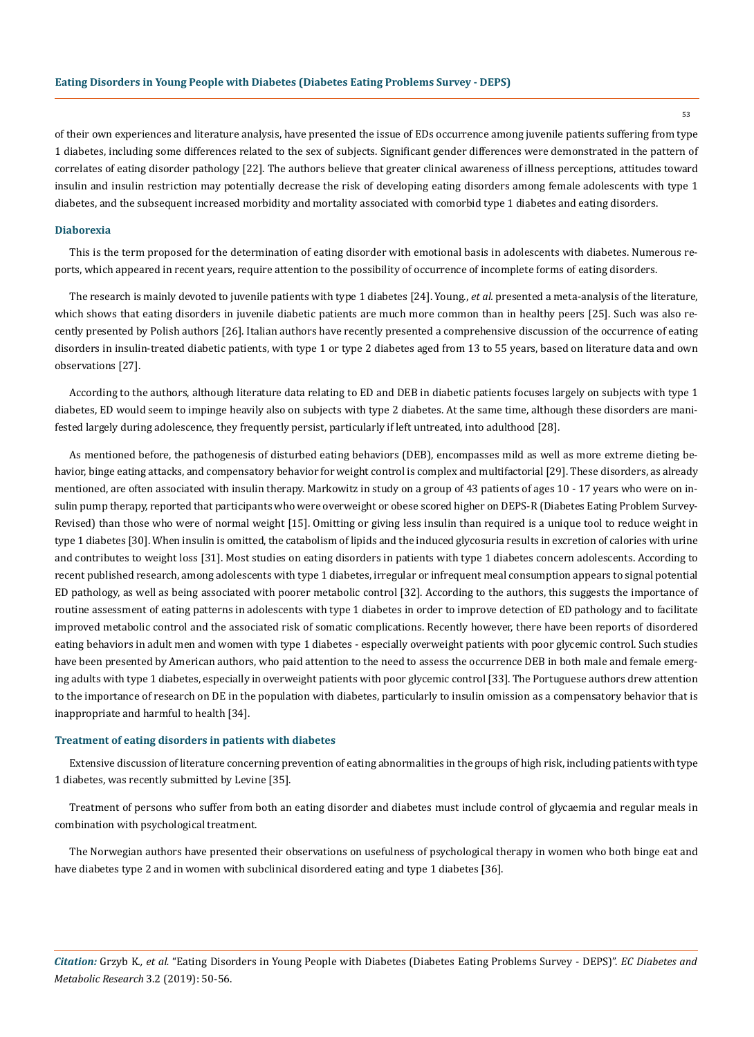of their own experiences and literature analysis, have presented the issue of EDs occurrence among juvenile patients suffering from type 1 diabetes, including some differences related to the sex of subjects. Significant gender differences were demonstrated in the pattern of correlates of eating disorder pathology [22]. The authors believe that greater clinical awareness of illness perceptions, attitudes toward insulin and insulin restriction may potentially decrease the risk of developing eating disorders among female adolescents with type 1 diabetes, and the subsequent increased morbidity and mortality associated with comorbid type 1 diabetes and eating disorders.

### Diaborexia

This is the term proposed for the determination of eating disorder with emotional basis in adolescents with diabetes. Numerous reports, which appeared in recent years, require attention to the possibility of occurrence of incomplete forms of eating disorders.

The research is mainly devoted to juvenile patients with type 1 diabetes [24]. Young., *et al.* presented a meta-analysis of the literature, which shows that eating disorders in juvenile diabetic patients are much more common than in healthy peers [25]. Such was also recently presented by Polish authors [26]. Italian authors have recently presented a comprehensive discussion of the occurrence of eating disorders in insulin-treated diabetic patients, with type 1 or type 2 diabetes aged from 13 to 55 years, based on literature data and own observations [27].

According to the authors, although literature data relating to ED and DEB in diabetic patients focuses largely on subjects with type 1 diabetes, ED would seem to impinge heavily also on subjects with type 2 diabetes. At the same time, although these disorders are manifested largely during adolescence, they frequently persist, particularly if left untreated, into adulthood [28].

As mentioned before, the pathogenesis of disturbed eating behaviors (DEB), encompasses mild as well as more extreme dieting behavior, binge eating attacks, and compensatory behavior for weight control is complex and multifactorial [29]. These disorders, as already mentioned, are often associated with insulin therapy. Markowitz in study on a group of 43 patients of ages 10 - 17 years who were on insulin pump therapy, reported that participants who were overweight or obese scored higher on DEPS-R (Diabetes Eating Problem Survey-Revised) than those who were of normal weight [15]. Omitting or giving less insulin than required is a unique tool to reduce weight in type 1 diabetes [30]. When insulin is omitted, the catabolism of lipids and the induced glycosuria results in excretion of calories with urine and contributes to weight loss [31]. Most studies on eating disorders in patients with type 1 diabetes concern adolescents. According to recent published research, among adolescents with type 1 diabetes, irregular or infrequent meal consumption appears to signal potential ED pathology, as well as being associated with poorer metabolic control [32]. According to the authors, this suggests the importance of routine assessment of eating patterns in adolescents with type 1 diabetes in order to improve detection of ED pathology and to facilitate improved metabolic control and the associated risk of somatic complications. Recently however, there have been reports of disordered eating behaviors in adult men and women with type 1 diabetes - especially overweight patients with poor glycemic control. Such studies have been presented by American authors, who paid attention to the need to assess the occurrence DEB in both male and female emerging adults with type 1 diabetes, especially in overweight patients with poor glycemic control [33]. The Portuguese authors drew attention to the importance of research on DE in the population with diabetes, particularly to insulin omission as a compensatory behavior that is inappropriate and harmful to health [34].

### Treatment of eating disorders in patients with diabetes

Extensive discussion of literature concerning prevention of eating abnormalities in the groups of high risk, including patients with type 1 diabetes, was recently submitted by Levine [35].

Treatment of persons who suffer from both an eating disorder and diabetes must include control of glycaemia and regular meals in combination with psychological treatment.

The Norwegian authors have presented their observations on usefulness of psychological therapy in women who both binge eat and have diabetes type 2 and in women with subclinical disordered eating and type 1 diabetes [36].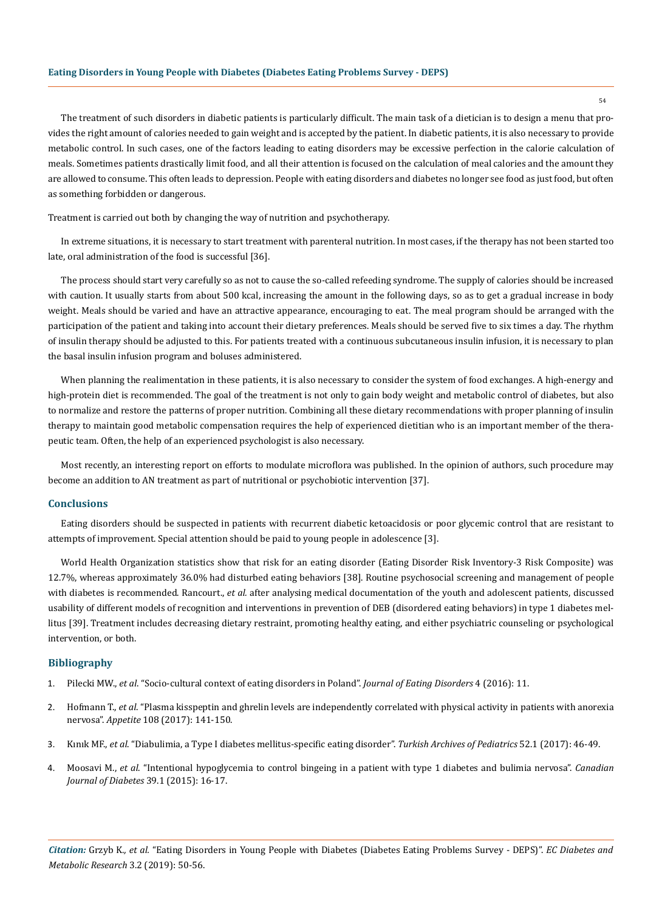The treatment of such disorders in diabetic patients is particularly difficult. The main task of a dietician is to design a menu that provides the right amount of calories needed to gain weight and is accepted by the patient. In diabetic patients, it is also necessary to provide metabolic control. In such cases, one of the factors leading to eating disorders may be excessive perfection in the calorie calculation of meals. Sometimes patients drastically limit food, and all their attention is focused on the calculation of meal calories and the amount they are allowed to consume. This often leads to depression. People with eating disorders and diabetes no longer see food as just food, but often as something forbidden or dangerous.

Treatment is carried out both by changing the way of nutrition and psychotherapy.

In extreme situations, it is necessary to start treatment with parenteral nutrition. In most cases, if the therapy has not been started too late, oral administration of the food is successful [36].

The process should start very carefully so as not to cause the so-called refeeding syndrome. The supply of calories should be increased with caution. It usually starts from about 500 kcal, increasing the amount in the following days, so as to get a gradual increase in body weight. Meals should be varied and have an attractive appearance, encouraging to eat. The meal program should be arranged with the participation of the patient and taking into account their dietary preferences. Meals should be served five to six times a day. The rhythm of insulin therapy should be adjusted to this. For patients treated with a continuous subcutaneous insulin infusion, it is necessary to plan the basal insulin infusion program and boluses administered.

When planning the realimentation in these patients, it is also necessary to consider the system of food exchanges. A high-energy and high-protein diet is recommended. The goal of the treatment is not only to gain body weight and metabolic control of diabetes, but also to normalize and restore the patterns of proper nutrition. Combining all these dietary recommendations with proper planning of insulin therapy to maintain good metabolic compensation requires the help of experienced dietitian who is an important member of the therapeutic team. Often, the help of an experienced psychologist is also necessary.

Most recently, an interesting report on efforts to modulate microflora was published. In the opinion of authors, such procedure may become an addition to AN treatment as part of nutritional or psychobiotic intervention [37].

## Conclusions

Eating disorders should be suspected in patients with recurrent diabetic ketoacidosis or poor glycemic control that are resistant to attempts of improvement. Special attention should be paid to young people in adolescence [3].

World Health Organization statistics show that risk for an eating disorder (Eating Disorder Risk Inventory-3 Risk Composite) was 12.7%, whereas approximately 36.0% had disturbed eating behaviors [38]. Routine psychosocial screening and management of people with diabetes is recommended. Rancourt., *et al.* after analysing medical documentation of the youth and adolescent patients, discussed usability of different models of recognition and interventions in prevention of DEB (disordered eating behaviors) in type 1 diabetes mellitus [39]. Treatment includes decreasing dietary restraint, promoting healthy eating, and either psychiatric counseling or psychological intervention, or both.

## Bibliography

1. Pilecki MW., *et al*. "Socio-cultural context of eating disorders in Poland". *Journal of Eating Disorders* 4 (2016): 11.
2. Hofmann T., *et al*. "Plasma kisspeptin and ghrelin levels are independently correlated with physical activity in patients with anorexia nervosa". *Appetite* 108 (2017): 141-150.
3. Kınık MF., *et al*. "Diabulimia, a Type I diabetes mellitus-specific eating disorder". *Turkish Archives of Pediatrics* 52.1 (2017): 46-49.
4. Moosavi M., *et al*. "Intentional hypoglycemia to control bingeing in a patient with type 1 diabetes and bulimia nervosa". *Canadian Journal of Diabetes* 39.1 (2015): 16-17.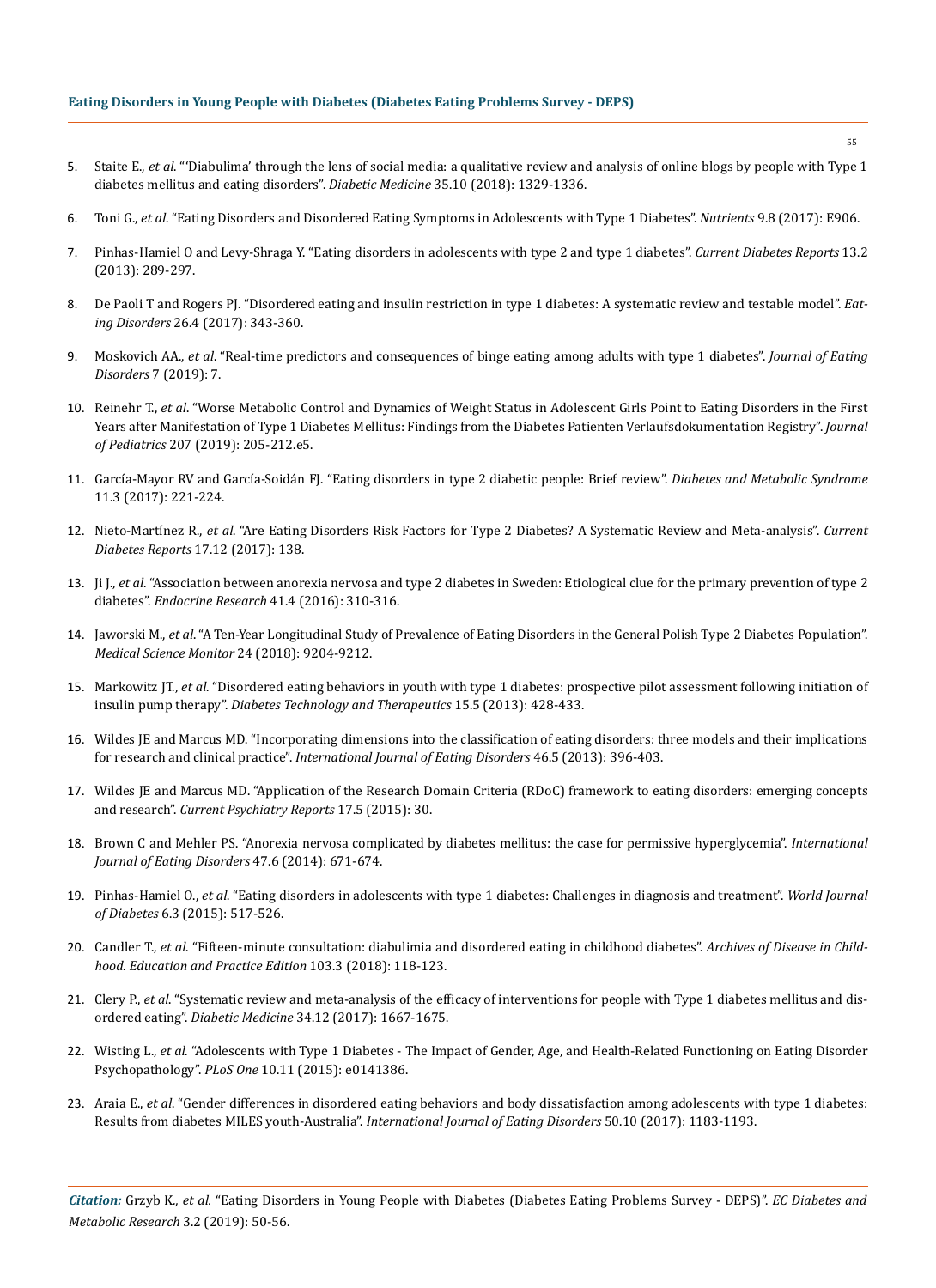5. Staite E., *et al*. "'Diabulima' through the lens of social media: a qualitative review and analysis of online blogs by people with Type 1 diabetes mellitus and eating disorders". *Diabetic Medicine* 35.10 (2018): 1329-1336.
6. Toni G., *et al*. "Eating Disorders and Disordered Eating Symptoms in Adolescents with Type 1 Diabetes". *Nutrients* 9.8 (2017): E906.
7. Pinhas-Hamiel O and Levy-Shraga Y. "Eating disorders in adolescents with type 2 and type 1 diabetes". *Current Diabetes Reports* 13.2 (2013): 289-297.
8. De Paoli T and Rogers PJ. "Disordered eating and insulin restriction in type 1 diabetes: A systematic review and testable model". *Eating Disorders* 26.4 (2017): 343-360.
9. Moskovich AA., *et al*. "Real-time predictors and consequences of binge eating among adults with type 1 diabetes". *Journal of Eating Disorders* 7 (2019): 7.
10. Reinehr T., *et al*. "Worse Metabolic Control and Dynamics of Weight Status in Adolescent Girls Point to Eating Disorders in the First Years after Manifestation of Type 1 Diabetes Mellitus: Findings from the Diabetes Patienten Verlaufsdokumentation Registry". *Journal of Pediatrics* 207 (2019): 205-212.e5.
11. García-Mayor RV and García-Soidán FJ. "Eating disorders in type 2 diabetic people: Brief review". *Diabetes and Metabolic Syndrome* 11.3 (2017): 221-224.
12. Nieto-Martínez R., *et al*. "Are Eating Disorders Risk Factors for Type 2 Diabetes? A Systematic Review and Meta-analysis". *Current Diabetes Reports* 17.12 (2017): 138.
13. Ji J., *et al*. "Association between anorexia nervosa and type 2 diabetes in Sweden: Etiological clue for the primary prevention of type 2 diabetes". *Endocrine Research* 41.4 (2016): 310-316.
14. Jaworski M., *et al*. "A Ten-Year Longitudinal Study of Prevalence of Eating Disorders in the General Polish Type 2 Diabetes Population". *Medical Science Monitor* 24 (2018): 9204-9212.
15. Markowitz JT., *et al*. "Disordered eating behaviors in youth with type 1 diabetes: prospective pilot assessment following initiation of insulin pump therapy". *Diabetes Technology and Therapeutics* 15.5 (2013): 428-433.
16. Wildes JE and Marcus MD. "Incorporating dimensions into the classification of eating disorders: three models and their implications for research and clinical practice". *International Journal of Eating Disorders* 46.5 (2013): 396-403.
17. Wildes JE and Marcus MD. "Application of the Research Domain Criteria (RDoC) framework to eating disorders: emerging concepts and research". *Current Psychiatry Reports* 17.5 (2015): 30.
18. Brown C and Mehler PS. "Anorexia nervosa complicated by diabetes mellitus: the case for permissive hyperglycemia". *International Journal of Eating Disorders* 47.6 (2014): 671-674.
19. Pinhas-Hamiel O., *et al*. "Eating disorders in adolescents with type 1 diabetes: Challenges in diagnosis and treatment". *World Journal of Diabetes* 6.3 (2015): 517-526.
20. Candler T., *et al*. "Fifteen-minute consultation: diabulimia and disordered eating in childhood diabetes". *Archives of Disease in Childhood. Education and Practice Edition* 103.3 (2018): 118-123.
21. Clery P., *et al*. "Systematic review and meta-analysis of the efficacy of interventions for people with Type 1 diabetes mellitus and disordered eating". *Diabetic Medicine* 34.12 (2017): 1667-1675.
22. Wisting L., *et al*. "Adolescents with Type 1 Diabetes - The Impact of Gender, Age, and Health-Related Functioning on Eating Disorder Psychopathology". *PLoS One* 10.11 (2015): e0141386.
23. Araia E., *et al*. "Gender differences in disordered eating behaviors and body dissatisfaction among adolescents with type 1 diabetes: Results from diabetes MILES youth-Australia". *International Journal of Eating Disorders* 50.10 (2017): 1183-1193.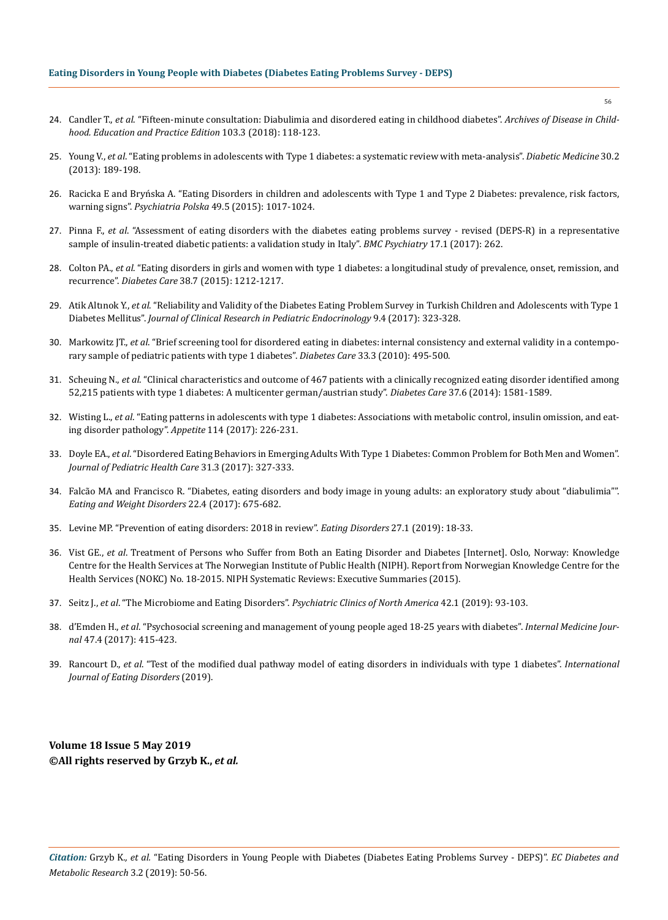24. Candler T., *et al.* "Fifteen-minute consultation: Diabulimia and disordered eating in childhood diabetes". *Archives of Disease in Childhood. Education and Practice Edition* 103.3 (2018): 118-123.

25. Young V., *et al*. "Eating problems in adolescents with Type 1 diabetes: a systematic review with meta-analysis". *Diabetic Medicine* 30.2 (2013): 189-198.

26. Racicka E and Bryńska A. "Eating Disorders in children and adolescents with Type 1 and Type 2 Diabetes: prevalence, risk factors, warning signs". *Psychiatria Polska* 49.5 (2015): 1017-1024.

27. Pinna F., *et al*. "Assessment of eating disorders with the diabetes eating problems survey - revised (DEPS-R) in a representative sample of insulin-treated diabetic patients: a validation study in Italy". *BMC Psychiatry* 17.1 (2017): 262.

28. Colton PA., *et al*. "Eating disorders in girls and women with type 1 diabetes: a longitudinal study of prevalence, onset, remission, and recurrence". *Diabetes Care* 38.7 (2015): 1212-1217.

29. Atik Altınok Y., *et al*. "Reliability and Validity of the Diabetes Eating Problem Survey in Turkish Children and Adolescents with Type 1 Diabetes Mellitus". *Journal of Clinical Research in Pediatric Endocrinology* 9.4 (2017): 323-328.

30. Markowitz JT., *et al*. "Brief screening tool for disordered eating in diabetes: internal consistency and external validity in a contemporary sample of pediatric patients with type 1 diabetes". *Diabetes Care* 33.3 (2010): 495-500.

31. Scheuing N., *et al*. "Clinical characteristics and outcome of 467 patients with a clinically recognized eating disorder identified among 52,215 patients with type 1 diabetes: A multicenter german/austrian study". *Diabetes Care* 37.6 (2014): 1581-1589.

32. Wisting L., *et al*. "Eating patterns in adolescents with type 1 diabetes: Associations with metabolic control, insulin omission, and eating disorder pathology". *Appetite* 114 (2017): 226-231.

33. Doyle EA., *et al*. "Disordered Eating Behaviors in Emerging Adults With Type 1 Diabetes: Common Problem for Both Men and Women". *Journal of Pediatric Health Care* 31.3 (2017): 327-333.

34. Falcão MA and Francisco R. "Diabetes, eating disorders and body image in young adults: an exploratory study about "diabulimia"". *Eating and Weight Disorders* 22.4 (2017): 675-682.

35. Levine MP. "Prevention of eating disorders: 2018 in review". *Eating Disorders* 27.1 (2019): 18-33.

36. Vist GE., *et al*. Treatment of Persons who Suffer from Both an Eating Disorder and Diabetes [Internet]. Oslo, Norway: Knowledge Centre for the Health Services at The Norwegian Institute of Public Health (NIPH). Report from Norwegian Knowledge Centre for the Health Services (NOKC) No. 18-2015. NIPH Systematic Reviews: Executive Summaries (2015).

37. Seitz J., *et al*. "The Microbiome and Eating Disorders". *Psychiatric Clinics of North America* 42.1 (2019): 93-103.

38. d'Emden H., *et al*. "Psychosocial screening and management of young people aged 18-25 years with diabetes". *Internal Medicine Journal* 47.4 (2017): 415-423.

39. Rancourt D., *et al*. "Test of the modified dual pathway model of eating disorders in individuals with type 1 diabetes". *International Journal of Eating Disorders* (2019).

**Volume 18 Issue 5 May 2019**
**©All rights reserved by Grzyb K., *et al.***